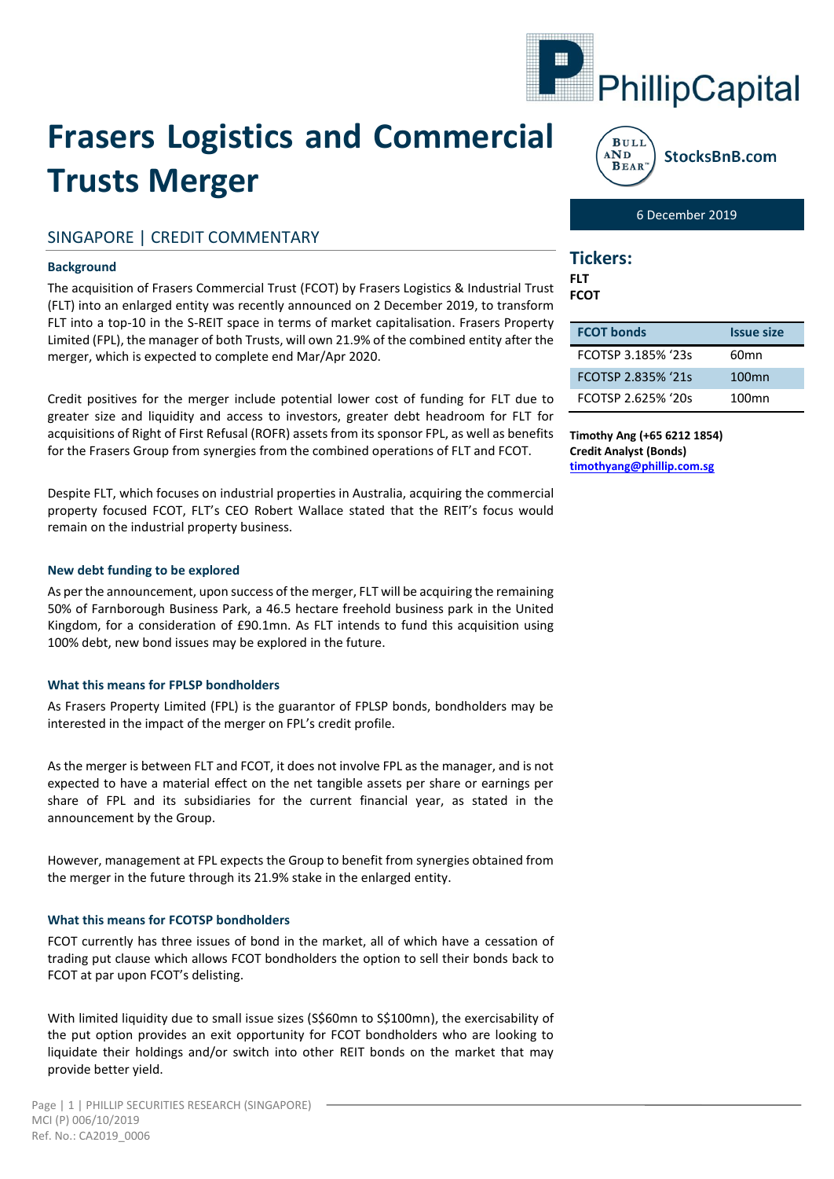# Frasers Logistics and Commercial Trusts Merger

6 December 2019

## SINGAPORE | CREDIT COMMENTARY

### Background

The acquisition of Frasers Commercial Trust (FCOT) by Frasers Logistics & Industrial Trust (FLT) into an enlarged entity was recently announced on 2 December 2019, to transform FLT into a top-10 in the S-REIT space in terms of market capitalisation. Frasers Property Limited (FPL), the manager of both Trusts, will own 21.9% of the combined entity after the merger, which is expected to complete end Mar/Apr 2020.

Credit positives for the merger include potential lower cost of funding for FLT due to greater size and liquidity and access to investors, greater debt headroom for FLT for acquisitions of Right of First Refusal (ROFR) assets from its sponsor FPL, as well as benefits for the Frasers Group from synergies from the combined operations of FLT and FCOT.

Despite FLT, which focuses on industrial properties in Australia, acquiring the commercial property focused FCOT, FLT's CEO Robert Wallace stated that the REIT's focus would remain on the industrial property business.

### New debt funding to be explored

As per the announcement, upon success of the merger, FLT will be acquiring the remaining 50% of Farnborough Business Park, a 46.5 hectare freehold business park in the United Kingdom, for a consideration of £90.1mn. As FLT intends to fund this acquisition using 100% debt, new bond issues may be explored in the future.

### What this means for FPLSP bondholders

As Frasers Property Limited (FPL) is the guarantor of FPLSP bonds, bondholders may be interested in the impact of the merger on FPL's credit profile.

As the merger is between FLT and FCOT, it does not involve FPL as the manager, and is not expected to have a material effect on the net tangible assets per share or earnings per share of FPL and its subsidiaries for the current financial year, as stated in the announcement by the Group.

However, management at FPL expects the Group to benefit from synergies obtained from the merger in the future through its 21.9% stake in the enlarged entity.

### What this means for FCOTSP bondholders

FCOT currently has three issues of bond in the market, all of which have a cessation of trading put clause which allows FCOT bondholders the option to sell their bonds back to FCOT at par upon FCOT's delisting.

With limited liquidity due to small issue sizes (S$60mn to S$100mn), the exercisability of the put option provides an exit opportunity for FCOT bondholders who are looking to liquidate their holdings and/or switch into other REIT bonds on the market that may provide better yield.

## Tickers:

**FLT**
**FCOT**

| FCOT bonds | Issue size |
|---|---|
| FCOTSP 3.185% '23s | 60mn |
| FCOTSP 2.835% '21s | 100mn |
| FCOTSP 2.625% '20s | 100mn |

**Timothy Ang (+65 6212 1854)**
**Credit Analyst (Bonds)**
**timothyang@phillip.com.sg**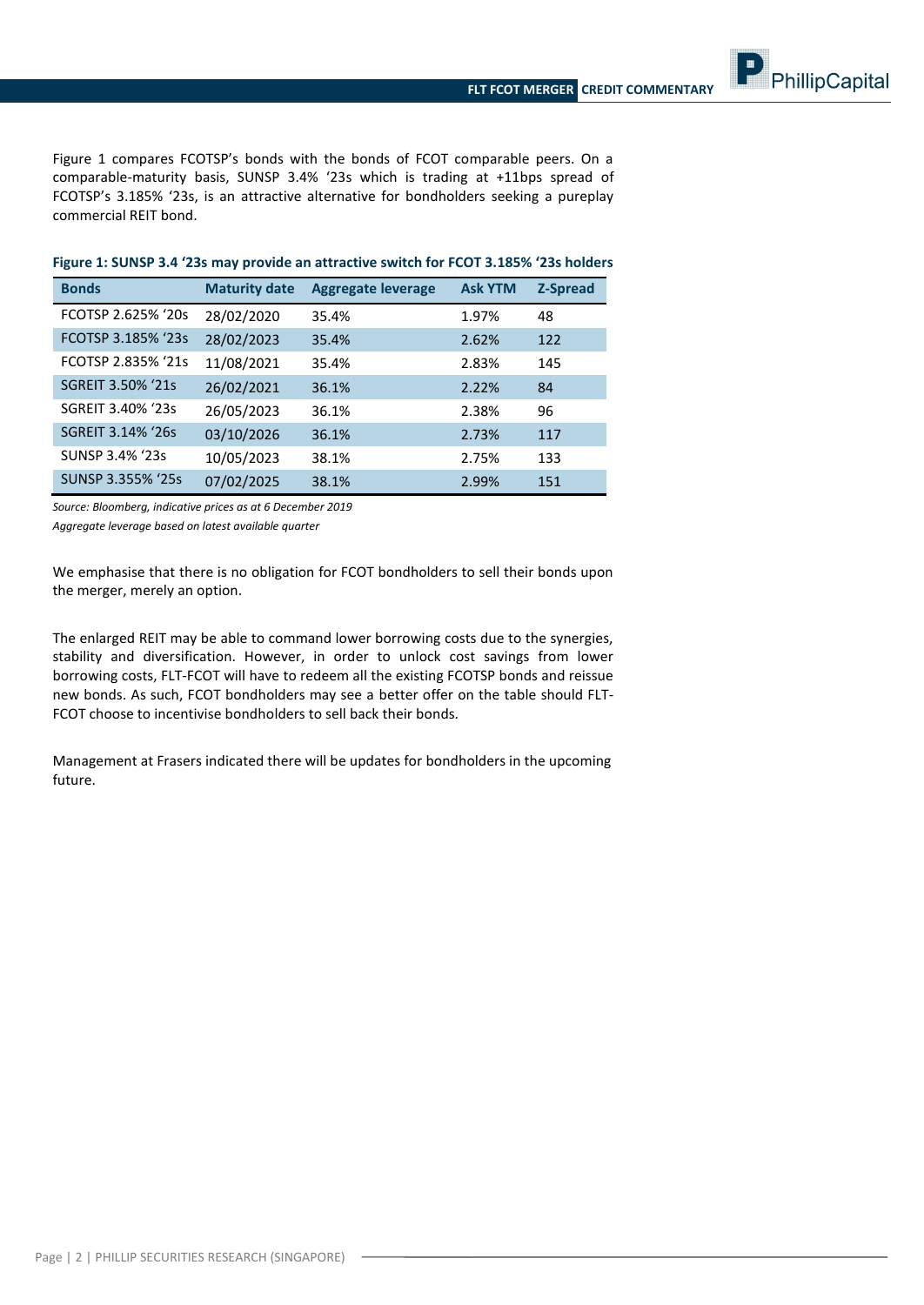Figure 1 compares FCOTSP's bonds with the bonds of FCOT comparable peers. On a comparable-maturity basis, SUNSP 3.4% '23s which is trading at +11bps spread of FCOTSP's 3.185% '23s, is an attractive alternative for bondholders seeking a pureplay commercial REIT bond.

**Figure 1: SUNSP 3.4 '23s may provide an attractive switch for FCOT 3.185% '23s holders**

| Bonds | Maturity date | Aggregate leverage | Ask YTM | Z-Spread |
|---|---|---|---|---|
| FCOTSP 2.625% '20s | 28/02/2020 | 35.4% | 1.97% | 48 |
| FCOTSP 3.185% '23s | 28/02/2023 | 35.4% | 2.62% | 122 |
| FCOTSP 2.835% '21s | 11/08/2021 | 35.4% | 2.83% | 145 |
| SGREIT 3.50% '21s | 26/02/2021 | 36.1% | 2.22% | 84 |
| SGREIT 3.40% '23s | 26/05/2023 | 36.1% | 2.38% | 96 |
| SGREIT 3.14% '26s | 03/10/2026 | 36.1% | 2.73% | 117 |
| SUNSP 3.4% '23s | 10/05/2023 | 38.1% | 2.75% | 133 |
| SUNSP 3.355% '25s | 07/02/2025 | 38.1% | 2.99% | 151 |

*Source: Bloomberg, indicative prices as at 6 December 2019*

*Aggregate leverage based on latest available quarter*

We emphasise that there is no obligation for FCOT bondholders to sell their bonds upon the merger, merely an option.

The enlarged REIT may be able to command lower borrowing costs due to the synergies, stability and diversification. However, in order to unlock cost savings from lower borrowing costs, FLT-FCOT will have to redeem all the existing FCOTSP bonds and reissue new bonds. As such, FCOT bondholders may see a better offer on the table should FLT-FCOT choose to incentivise bondholders to sell back their bonds.

Management at Frasers indicated there will be updates for bondholders in the upcoming future.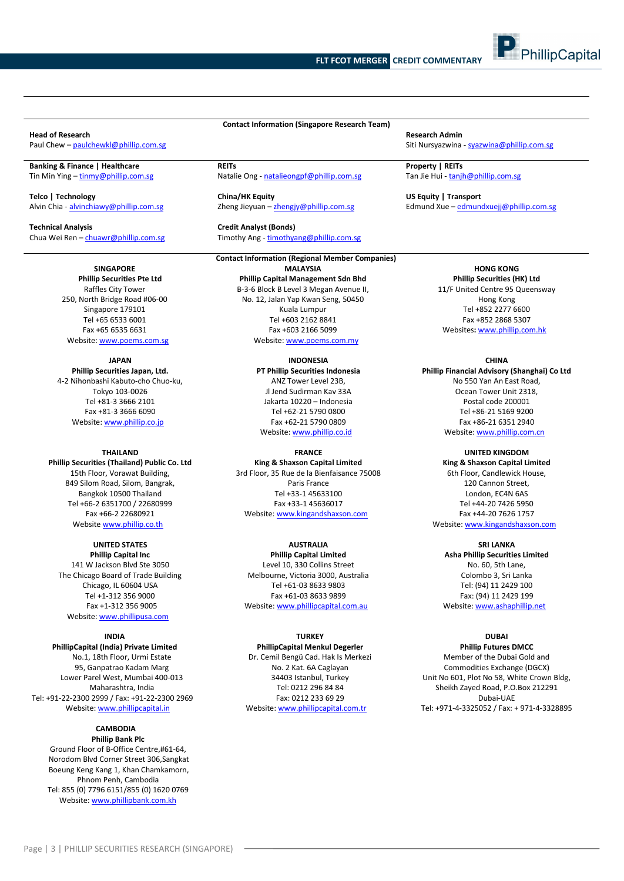## Contact Information (Singapore Research Team)

**Head of Research**
Paul Chew – paulchewkl@phillip.com.sg

**Research Admin**
Siti Nursyazwina - syazwina@phillip.com.sg

**Banking & Finance | Healthcare**
Tin Min Ying – tinmy@phillip.com.sg

**REITs**
Natalie Ong - natalieongpf@phillip.com.sg

**Property | REITs**
Tan Jie Hui - tanjh@phillip.com.sg

**Telco | Technology**
Alvin Chia - alvinchiawy@phillip.com.sg

**China/HK Equity**
Zheng Jieyuan – zhengjy@phillip.com.sg

**US Equity | Transport**
Edmund Xue – edmundxuejj@phillip.com.sg

**Technical Analysis**
Chua Wei Ren – chuawr@phillip.com.sg

**Credit Analyst (Bonds)**
Timothy Ang - timothyang@phillip.com.sg

## Contact Information (Regional Member Companies)

**SINGAPORE**
**Phillip Securities Pte Ltd**
Raffles City Tower
250, North Bridge Road #06-00
Singapore 179101
Tel +65 6533 6001
Fax +65 6535 6631
Website: www.poems.com.sg

**MALAYSIA**
**Phillip Capital Management Sdn Bhd**
B-3-6 Block B Level 3 Megan Avenue II,
No. 12, Jalan Yap Kwan Seng, 50450
Kuala Lumpur
Tel +603 2162 8841
Fax +603 2166 5099
Website: www.poems.com.my

**HONG KONG**
**Phillip Securities (HK) Ltd**
11/F United Centre 95 Queensway
Hong Kong
Tel +852 2277 6600
Fax +852 2868 5307
Websites: www.phillip.com.hk

**JAPAN**
**Phillip Securities Japan, Ltd.**
4-2 Nihonbashi Kabuto-cho Chuo-ku,
Tokyo 103-0026
Tel +81-3 3666 2101
Fax +81-3 3666 6090
Website: www.phillip.co.jp

**INDONESIA**
**PT Phillip Securities Indonesia**
ANZ Tower Level 23B,
Jl Jend Sudirman Kav 33A
Jakarta 10220 – Indonesia
Tel +62-21 5790 0800
Fax +62-21 5790 0809
Website: www.phillip.co.id

**CHINA**
**Phillip Financial Advisory (Shanghai) Co Ltd**
No 550 Yan An East Road,
Ocean Tower Unit 2318,
Postal code 200001
Tel +86-21 5169 9200
Fax +86-21 6351 2940
Website: www.phillip.com.cn

**THAILAND**
**Phillip Securities (Thailand) Public Co. Ltd**
15th Floor, Vorawat Building,
849 Silom Road, Silom, Bangrak,
Bangkok 10500 Thailand
Tel +66-2 6351700 / 22680999
Fax +66-2 22680921
Website www.phillip.co.th

**FRANCE**
**King & Shaxson Capital Limited**
3rd Floor, 35 Rue de la Bienfaisance 75008
Paris France
Tel +33-1 45633100
Fax +33-1 45636017
Website: www.kingandshaxson.com

**UNITED KINGDOM**
**King & Shaxson Capital Limited**
6th Floor, Candlewick House,
120 Cannon Street,
London, EC4N 6AS
Tel +44-20 7426 5950
Fax +44-20 7626 1757
Website: www.kingandshaxson.com

**UNITED STATES**
**Phillip Capital Inc**
141 W Jackson Blvd Ste 3050
The Chicago Board of Trade Building
Chicago, IL 60604 USA
Tel +1-312 356 9000
Fax +1-312 356 9005
Website: www.phillipusa.com

**AUSTRALIA**
**Phillip Capital Limited**
Level 10, 330 Collins Street
Melbourne, Victoria 3000, Australia
Tel +61-03 8633 9803
Fax +61-03 8633 9899
Website: www.phillipcapital.com.au

**SRI LANKA**
**Asha Phillip Securities Limited**
No. 60, 5th Lane,
Colombo 3, Sri Lanka
Tel: (94) 11 2429 100
Fax: (94) 11 2429 199
Website: www.ashaphillip.net

**INDIA**
**PhillipCapital (India) Private Limited**
No.1, 18th Floor, Urmi Estate
95, Ganpatrao Kadam Marg
Lower Parel West, Mumbai 400-013
Maharashtra, India
Tel: +91-22-2300 2999 / Fax: +91-22-2300 2969
Website: www.phillipcapital.in

**TURKEY**
**PhillipCapital Menkul Degerler**
Dr. Cemil Bengü Cad. Hak Is Merkezi
No. 2 Kat. 6A Caglayan
34403 Istanbul, Turkey
Tel: 0212 296 84 84
Fax: 0212 233 69 29
Website: www.phillipcapital.com.tr

**DUBAI**
**Phillip Futures DMCC**
Member of the Dubai Gold and
Commodities Exchange (DGCX)
Unit No 601, Plot No 58, White Crown Bldg,
Sheikh Zayed Road, P.O.Box 212291
Dubai-UAE
Tel: +971-4-3325052 / Fax: + 971-4-3328895

**CAMBODIA**
**Phillip Bank Plc**
Ground Floor of B-Office Centre,#61-64,
Norodom Blvd Corner Street 306,Sangkat
Boeung Keng Kang 1, Khan Chamkamorn,
Phnom Penh, Cambodia
Tel: 855 (0) 7796 6151/855 (0) 1620 0769
Website: www.phillipbank.com.kh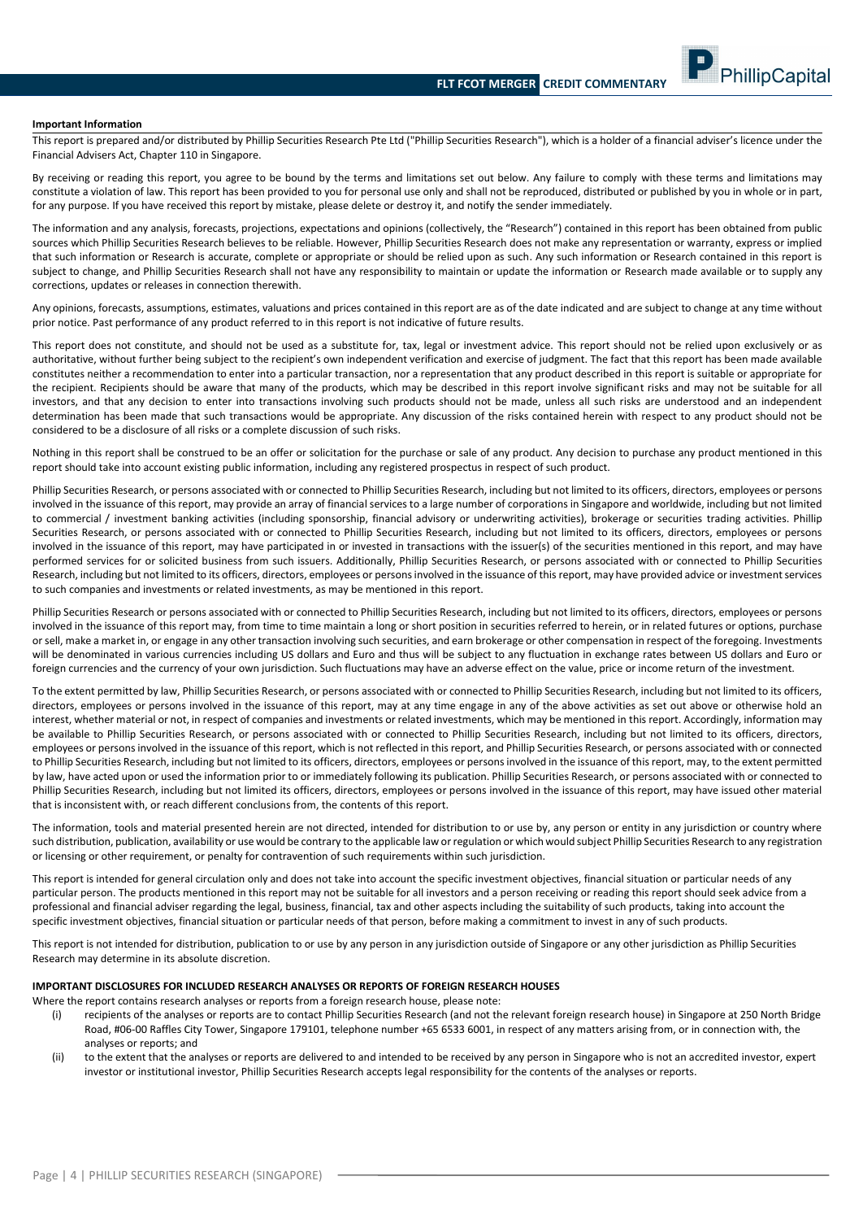## Important Information

This report is prepared and/or distributed by Phillip Securities Research Pte Ltd ("Phillip Securities Research"), which is a holder of a financial adviser's licence under the Financial Advisers Act, Chapter 110 in Singapore.

By receiving or reading this report, you agree to be bound by the terms and limitations set out below. Any failure to comply with these terms and limitations may constitute a violation of law. This report has been provided to you for personal use only and shall not be reproduced, distributed or published by you in whole or in part, for any purpose. If you have received this report by mistake, please delete or destroy it, and notify the sender immediately.

The information and any analysis, forecasts, projections, expectations and opinions (collectively, the "Research") contained in this report has been obtained from public sources which Phillip Securities Research believes to be reliable. However, Phillip Securities Research does not make any representation or warranty, express or implied that such information or Research is accurate, complete or appropriate or should be relied upon as such. Any such information or Research contained in this report is subject to change, and Phillip Securities Research shall not have any responsibility to maintain or update the information or Research made available or to supply any corrections, updates or releases in connection therewith.

Any opinions, forecasts, assumptions, estimates, valuations and prices contained in this report are as of the date indicated and are subject to change at any time without prior notice. Past performance of any product referred to in this report is not indicative of future results.

This report does not constitute, and should not be used as a substitute for, tax, legal or investment advice. This report should not be relied upon exclusively or as authoritative, without further being subject to the recipient's own independent verification and exercise of judgment. The fact that this report has been made available constitutes neither a recommendation to enter into a particular transaction, nor a representation that any product described in this report is suitable or appropriate for the recipient. Recipients should be aware that many of the products, which may be described in this report involve significant risks and may not be suitable for all investors, and that any decision to enter into transactions involving such products should not be made, unless all such risks are understood and an independent determination has been made that such transactions would be appropriate. Any discussion of the risks contained herein with respect to any product should not be considered to be a disclosure of all risks or a complete discussion of such risks.

Nothing in this report shall be construed to be an offer or solicitation for the purchase or sale of any product. Any decision to purchase any product mentioned in this report should take into account existing public information, including any registered prospectus in respect of such product.

Phillip Securities Research, or persons associated with or connected to Phillip Securities Research, including but not limited to its officers, directors, employees or persons involved in the issuance of this report, may provide an array of financial services to a large number of corporations in Singapore and worldwide, including but not limited to commercial / investment banking activities (including sponsorship, financial advisory or underwriting activities), brokerage or securities trading activities. Phillip Securities Research, or persons associated with or connected to Phillip Securities Research, including but not limited to its officers, directors, employees or persons involved in the issuance of this report, may have participated in or invested in transactions with the issuer(s) of the securities mentioned in this report, and may have performed services for or solicited business from such issuers. Additionally, Phillip Securities Research, or persons associated with or connected to Phillip Securities Research, including but not limited to its officers, directors, employees or persons involved in the issuance of this report, may have provided advice or investment services to such companies and investments or related investments, as may be mentioned in this report.

Phillip Securities Research or persons associated with or connected to Phillip Securities Research, including but not limited to its officers, directors, employees or persons involved in the issuance of this report may, from time to time maintain a long or short position in securities referred to herein, or in related futures or options, purchase or sell, make a market in, or engage in any other transaction involving such securities, and earn brokerage or other compensation in respect of the foregoing. Investments will be denominated in various currencies including US dollars and Euro and thus will be subject to any fluctuation in exchange rates between US dollars and Euro or foreign currencies and the currency of your own jurisdiction. Such fluctuations may have an adverse effect on the value, price or income return of the investment.

To the extent permitted by law, Phillip Securities Research, or persons associated with or connected to Phillip Securities Research, including but not limited to its officers, directors, employees or persons involved in the issuance of this report, may at any time engage in any of the above activities as set out above or otherwise hold an interest, whether material or not, in respect of companies and investments or related investments, which may be mentioned in this report. Accordingly, information may be available to Phillip Securities Research, or persons associated with or connected to Phillip Securities Research, including but not limited to its officers, directors, employees or persons involved in the issuance of this report, which is not reflected in this report, and Phillip Securities Research, or persons associated with or connected to Phillip Securities Research, including but not limited to its officers, directors, employees or persons involved in the issuance of this report, may, to the extent permitted by law, have acted upon or used the information prior to or immediately following its publication. Phillip Securities Research, or persons associated with or connected to Phillip Securities Research, including but not limited its officers, directors, employees or persons involved in the issuance of this report, may have issued other material that is inconsistent with, or reach different conclusions from, the contents of this report.

The information, tools and material presented herein are not directed, intended for distribution to or use by, any person or entity in any jurisdiction or country where such distribution, publication, availability or use would be contrary to the applicable law or regulation or which would subject Phillip Securities Research to any registration or licensing or other requirement, or penalty for contravention of such requirements within such jurisdiction.

This report is intended for general circulation only and does not take into account the specific investment objectives, financial situation or particular needs of any particular person. The products mentioned in this report may not be suitable for all investors and a person receiving or reading this report should seek advice from a professional and financial adviser regarding the legal, business, financial, tax and other aspects including the suitability of such products, taking into account the specific investment objectives, financial situation or particular needs of that person, before making a commitment to invest in any of such products.

This report is not intended for distribution, publication to or use by any person in any jurisdiction outside of Singapore or any other jurisdiction as Phillip Securities Research may determine in its absolute discretion.

### IMPORTANT DISCLOSURES FOR INCLUDED RESEARCH ANALYSES OR REPORTS OF FOREIGN RESEARCH HOUSES

Where the report contains research analyses or reports from a foreign research house, please note:

(i) recipients of the analyses or reports are to contact Phillip Securities Research (and not the relevant foreign research house) in Singapore at 250 North Bridge Road, #06-00 Raffles City Tower, Singapore 179101, telephone number +65 6533 6001, in respect of any matters arising from, or in connection with, the analyses or reports; and

(ii) to the extent that the analyses or reports are delivered to and intended to be received by any person in Singapore who is not an accredited investor, expert investor or institutional investor, Phillip Securities Research accepts legal responsibility for the contents of the analyses or reports.